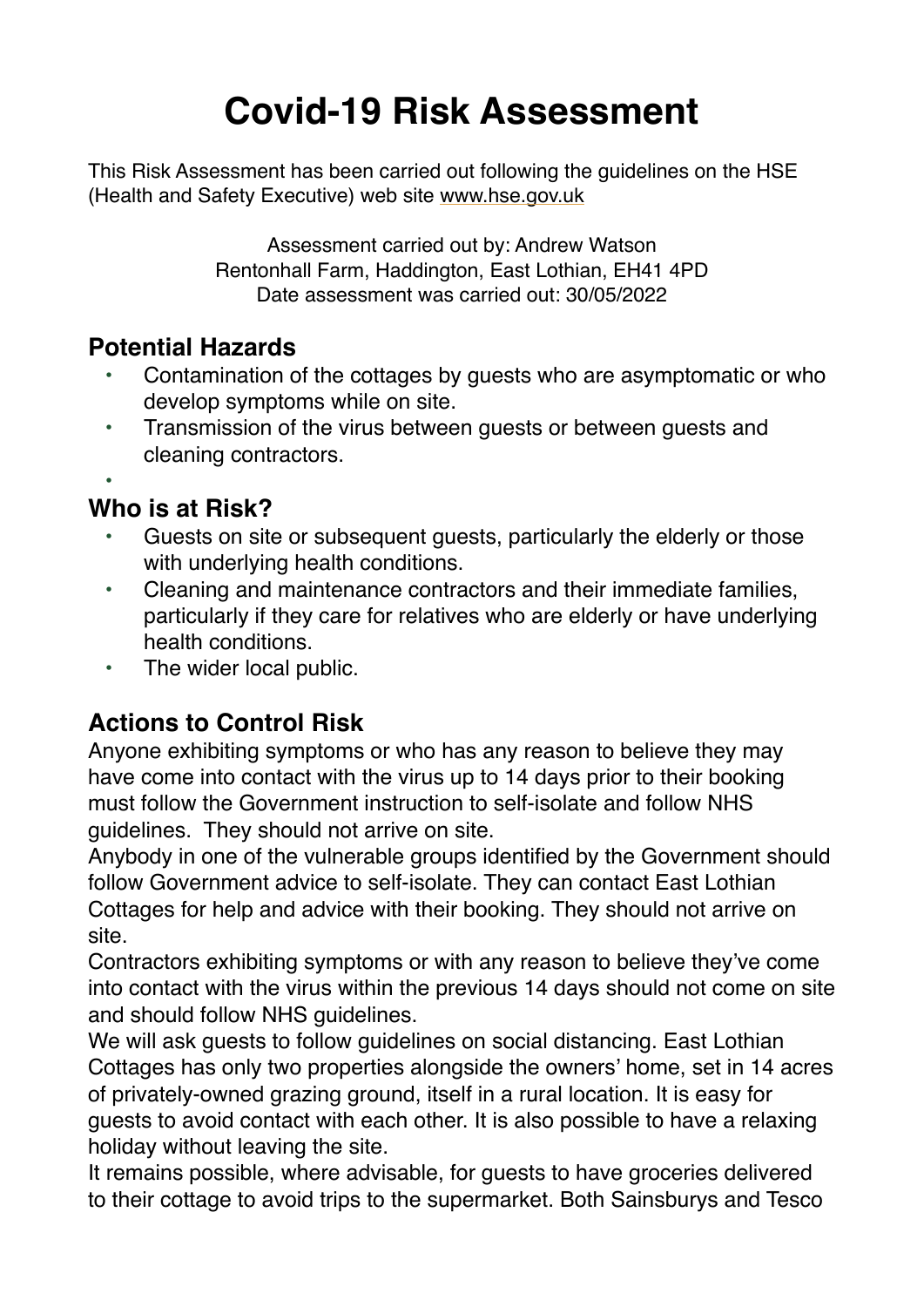# Covid-19 Risk Assessment

This Risk Assessment has been carried out following the guidelines on the HSE (Health and Safety Executive) web site www.hse.gov.uk

Assessment carried out by: Andrew Watson
Rentonhall Farm, Haddington, East Lothian, EH41 4PD
Date assessment was carried out: 30/05/2022

## Potential Hazards

- Contamination of the cottages by guests who are asymptomatic or who develop symptoms while on site.
- Transmission of the virus between guests or between guests and cleaning contractors.

## Who is at Risk?

- Guests on site or subsequent guests, particularly the elderly or those with underlying health conditions.
- Cleaning and maintenance contractors and their immediate families, particularly if they care for relatives who are elderly or have underlying health conditions.
- The wider local public.

## Actions to Control Risk

Anyone exhibiting symptoms or who has any reason to believe they may have come into contact with the virus up to 14 days prior to their booking must follow the Government instruction to self-isolate and follow NHS guidelines. They should not arrive on site.

Anybody in one of the vulnerable groups identified by the Government should follow Government advice to self-isolate. They can contact East Lothian Cottages for help and advice with their booking. They should not arrive on site.

Contractors exhibiting symptoms or with any reason to believe they've come into contact with the virus within the previous 14 days should not come on site and should follow NHS guidelines.

We will ask guests to follow guidelines on social distancing. East Lothian Cottages has only two properties alongside the owners' home, set in 14 acres of privately-owned grazing ground, itself in a rural location. It is easy for guests to avoid contact with each other. It is also possible to have a relaxing holiday without leaving the site.

It remains possible, where advisable, for guests to have groceries delivered to their cottage to avoid trips to the supermarket. Both Sainsburys and Tesco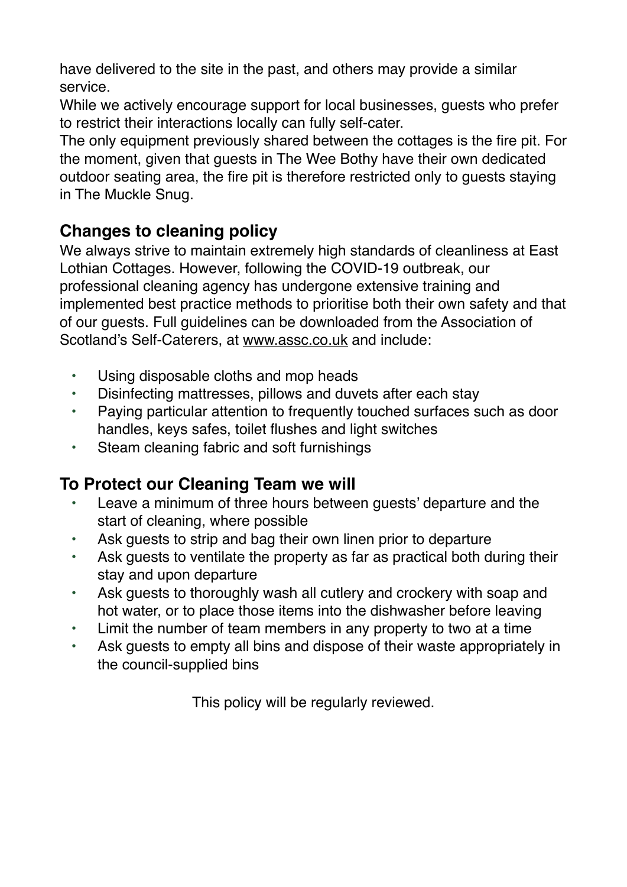have delivered to the site in the past, and others may provide a similar service.

While we actively encourage support for local businesses, guests who prefer to restrict their interactions locally can fully self-cater.

The only equipment previously shared between the cottages is the fire pit. For the moment, given that guests in The Wee Bothy have their own dedicated outdoor seating area, the fire pit is therefore restricted only to guests staying in The Muckle Snug.

## Changes to cleaning policy

We always strive to maintain extremely high standards of cleanliness at East Lothian Cottages. However, following the COVID-19 outbreak, our professional cleaning agency has undergone extensive training and implemented best practice methods to prioritise both their own safety and that of our guests. Full guidelines can be downloaded from the Association of Scotland's Self-Caterers, at www.assc.co.uk and include:

- Using disposable cloths and mop heads
- Disinfecting mattresses, pillows and duvets after each stay
- Paying particular attention to frequently touched surfaces such as door handles, keys safes, toilet flushes and light switches
- Steam cleaning fabric and soft furnishings

## To Protect our Cleaning Team we will

- Leave a minimum of three hours between guests' departure and the start of cleaning, where possible
- Ask guests to strip and bag their own linen prior to departure
- Ask guests to ventilate the property as far as practical both during their stay and upon departure
- Ask guests to thoroughly wash all cutlery and crockery with soap and hot water, or to place those items into the dishwasher before leaving
- Limit the number of team members in any property to two at a time
- Ask guests to empty all bins and dispose of their waste appropriately in the council-supplied bins

This policy will be regularly reviewed.